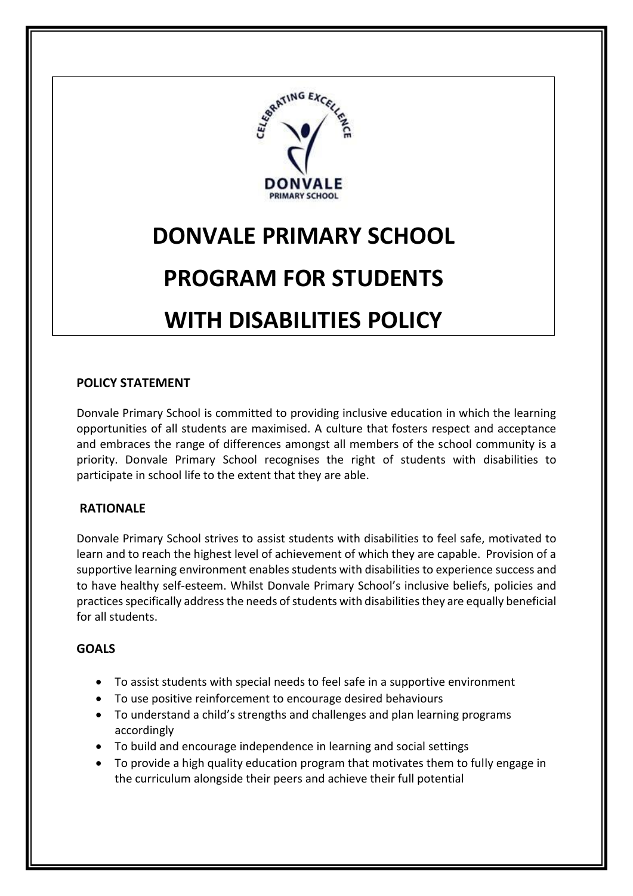# DONVALE PRIMARY SCHOOL

# PROGRAM FOR STUDENTS

# WITH DISABILITIES POLICY

## POLICY STATEMENT

Donvale Primary School is committed to providing inclusive education in which the learning opportunities of all students are maximised. A culture that fosters respect and acceptance and embraces the range of differences amongst all members of the school community is a priority. Donvale Primary School recognises the right of students with disabilities to participate in school life to the extent that they are able.

## RATIONALE

Donvale Primary School strives to assist students with disabilities to feel safe, motivated to learn and to reach the highest level of achievement of which they are capable. Provision of a supportive learning environment enables students with disabilities to experience success and to have healthy self-esteem. Whilst Donvale Primary School's inclusive beliefs, policies and practices specifically address the needs of students with disabilities they are equally beneficial for all students.

## GOALS

- To assist students with special needs to feel safe in a supportive environment
- To use positive reinforcement to encourage desired behaviours
- To understand a child's strengths and challenges and plan learning programs accordingly
- To build and encourage independence in learning and social settings
- To provide a high quality education program that motivates them to fully engage in the curriculum alongside their peers and achieve their full potential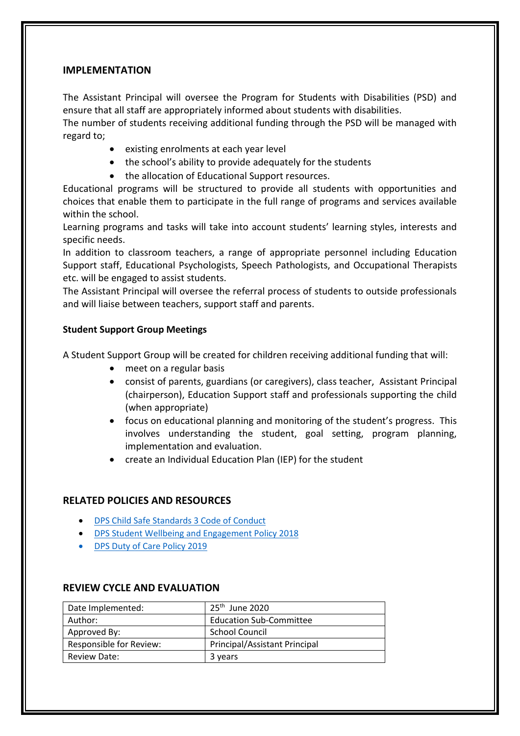## IMPLEMENTATION

The Assistant Principal will oversee the Program for Students with Disabilities (PSD) and ensure that all staff are appropriately informed about students with disabilities.

The number of students receiving additional funding through the PSD will be managed with regard to;

- existing enrolments at each year level
- the school's ability to provide adequately for the students
- the allocation of Educational Support resources.

Educational programs will be structured to provide all students with opportunities and choices that enable them to participate in the full range of programs and services available within the school.

Learning programs and tasks will take into account students' learning styles, interests and specific needs.

In addition to classroom teachers, a range of appropriate personnel including Education Support staff, Educational Psychologists, Speech Pathologists, and Occupational Therapists etc. will be engaged to assist students.

The Assistant Principal will oversee the referral process of students to outside professionals and will liaise between teachers, support staff and parents.

### Student Support Group Meetings

A Student Support Group will be created for children receiving additional funding that will:

- meet on a regular basis
- consist of parents, guardians (or caregivers), class teacher, Assistant Principal (chairperson), Education Support staff and professionals supporting the child (when appropriate)
- focus on educational planning and monitoring of the student's progress. This involves understanding the student, goal setting, program planning, implementation and evaluation.
- create an Individual Education Plan (IEP) for the student

## RELATED POLICIES AND RESOURCES

- DPS Child Safe Standards 3 Code of Conduct
- DPS Student Wellbeing and Engagement Policy 2018
- DPS Duty of Care Policy 2019

## REVIEW CYCLE AND EVALUATION

| Date Implemented: | 25th June 2020 |
|---|---|
| Author: | Education Sub-Committee |
| Approved By: | School Council |
| Responsible for Review: | Principal/Assistant Principal |
| Review Date: | 3 years |